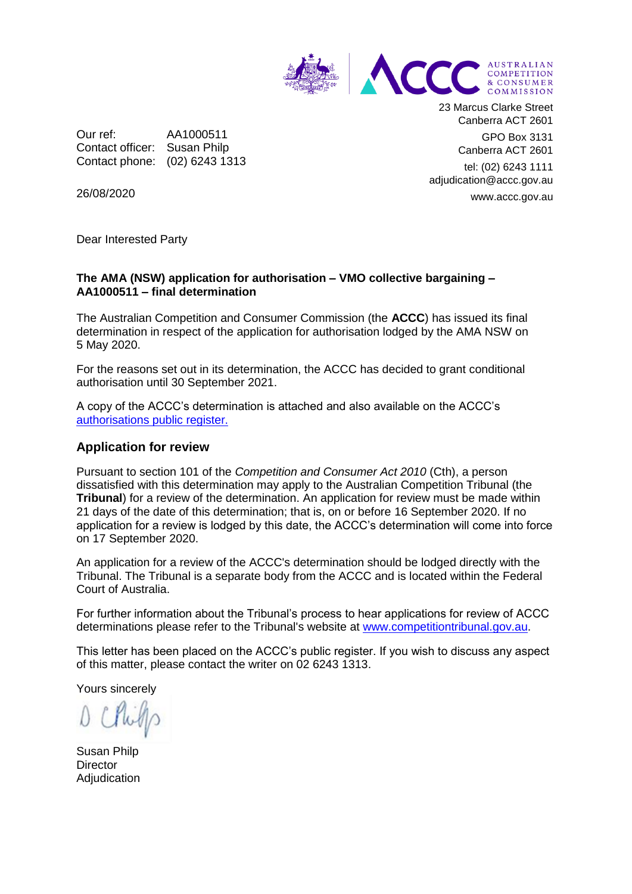AUSTRALIAN COMPETITION & CONSUMER COMMISSION

23 Marcus Clarke Street
Canberra ACT 2601

GPO Box 3131
Canberra ACT 2601

tel: (02) 6243 1111
adjudication@accc.gov.au

www.accc.gov.au

Our ref: AA1000511
Contact officer: Susan Philp
Contact phone: (02) 6243 1313

26/08/2020

Dear Interested Party

**The AMA (NSW) application for authorisation – VMO collective bargaining – AA1000511 – final determination**

The Australian Competition and Consumer Commission (the **ACCC**) has issued its final determination in respect of the application for authorisation lodged by the AMA NSW on 5 May 2020.

For the reasons set out in its determination, the ACCC has decided to grant conditional authorisation until 30 September 2021.

A copy of the ACCC's determination is attached and also available on the ACCC's [authorisations public register.]

## Application for review

Pursuant to section 101 of the *Competition and Consumer Act 2010* (Cth), a person dissatisfied with this determination may apply to the Australian Competition Tribunal (the **Tribunal**) for a review of the determination. An application for review must be made within 21 days of the date of this determination; that is, on or before 16 September 2020. If no application for a review is lodged by this date, the ACCC's determination will come into force on 17 September 2020.

An application for a review of the ACCC's determination should be lodged directly with the Tribunal. The Tribunal is a separate body from the ACCC and is located within the Federal Court of Australia.

For further information about the Tribunal's process to hear applications for review of ACCC determinations please refer to the Tribunal's website at www.competitiontribunal.gov.au.

This letter has been placed on the ACCC's public register. If you wish to discuss any aspect of this matter, please contact the writer on 02 6243 1313.

Yours sincerely

Susan Philp
Director
Adjudication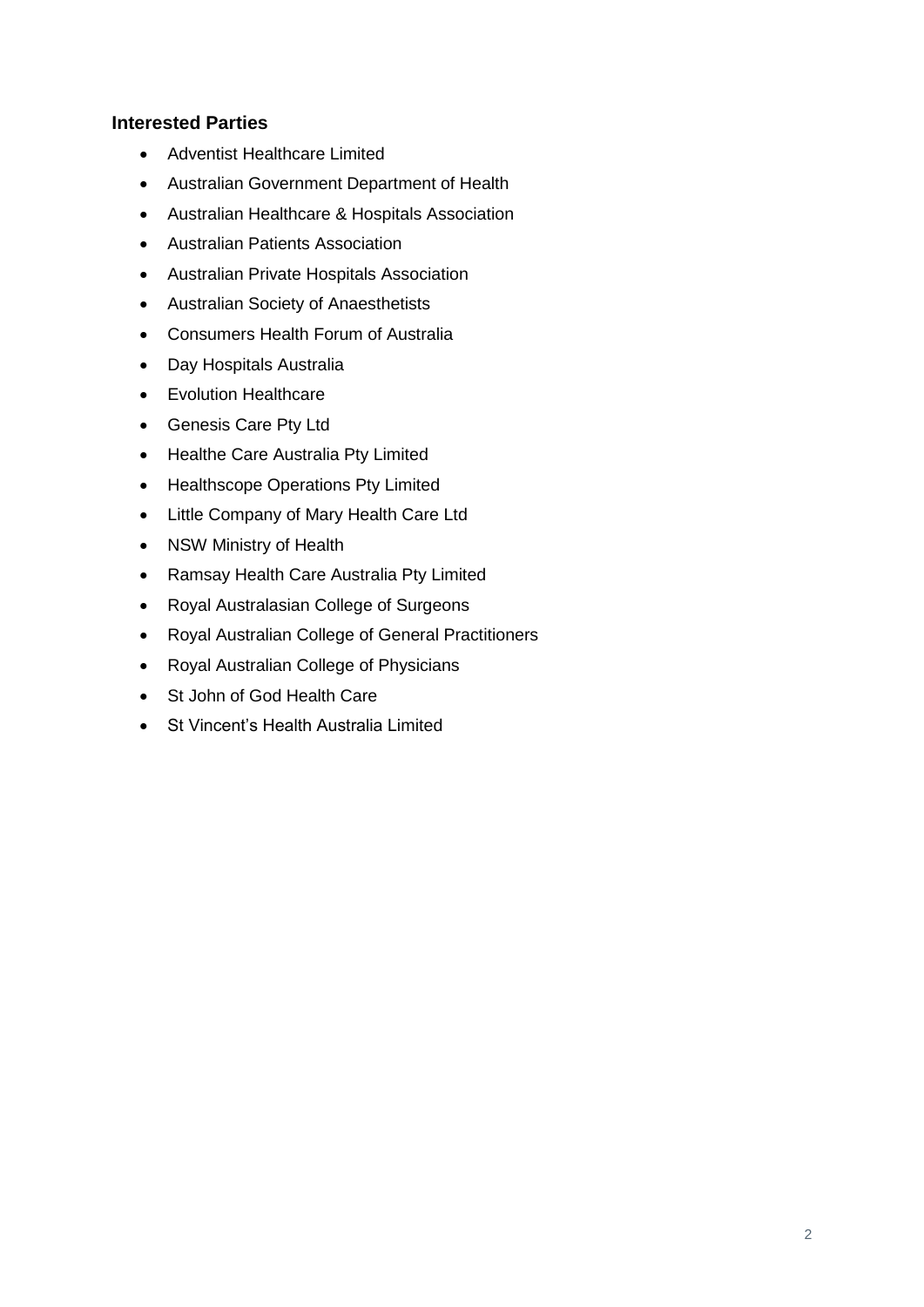### Interested Parties

- Adventist Healthcare Limited
- Australian Government Department of Health
- Australian Healthcare & Hospitals Association
- Australian Patients Association
- Australian Private Hospitals Association
- Australian Society of Anaesthetists
- Consumers Health Forum of Australia
- Day Hospitals Australia
- Evolution Healthcare
- Genesis Care Pty Ltd
- Healthe Care Australia Pty Limited
- Healthscope Operations Pty Limited
- Little Company of Mary Health Care Ltd
- NSW Ministry of Health
- Ramsay Health Care Australia Pty Limited
- Royal Australasian College of Surgeons
- Royal Australian College of General Practitioners
- Royal Australian College of Physicians
- St John of God Health Care
- St Vincent's Health Australia Limited